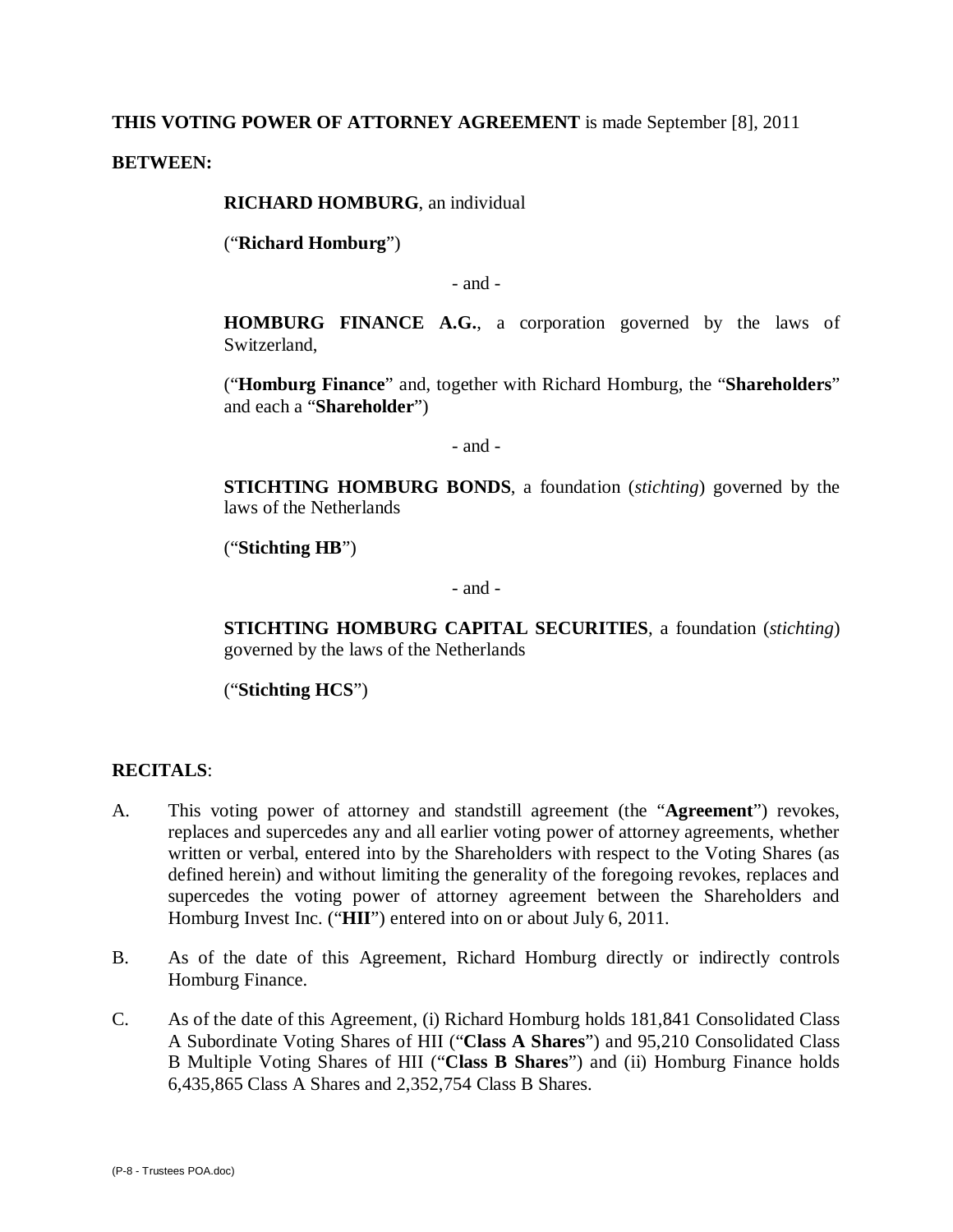**THIS VOTING POWER OF ATTORNEY AGREEMENT** is made September [8], 2011

**BETWEEN:**

**RICHARD HOMBURG**, an individual

("**Richard Homburg**")

- and -

**HOMBURG FINANCE A.G.**, a corporation governed by the laws of Switzerland,

("**Homburg Finance**" and, together with Richard Homburg, the "**Shareholders**" and each a "**Shareholder**")

- and -

**STICHTING HOMBURG BONDS**, a foundation (*stichting*) governed by the laws of the Netherlands

("**Stichting HB**")

- and -

**STICHTING HOMBURG CAPITAL SECURITIES**, a foundation (*stichting*) governed by the laws of the Netherlands

("**Stichting HCS**")

**RECITALS**:

A. This voting power of attorney and standstill agreement (the "**Agreement**") revokes, replaces and supercedes any and all earlier voting power of attorney agreements, whether written or verbal, entered into by the Shareholders with respect to the Voting Shares (as defined herein) and without limiting the generality of the foregoing revokes, replaces and supercedes the voting power of attorney agreement between the Shareholders and Homburg Invest Inc. ("**HII**") entered into on or about July 6, 2011.

B. As of the date of this Agreement, Richard Homburg directly or indirectly controls Homburg Finance.

C. As of the date of this Agreement, (i) Richard Homburg holds 181,841 Consolidated Class A Subordinate Voting Shares of HII ("**Class A Shares**") and 95,210 Consolidated Class B Multiple Voting Shares of HII ("**Class B Shares**") and (ii) Homburg Finance holds 6,435,865 Class A Shares and 2,352,754 Class B Shares.

(P-8 - Trustees POA.doc)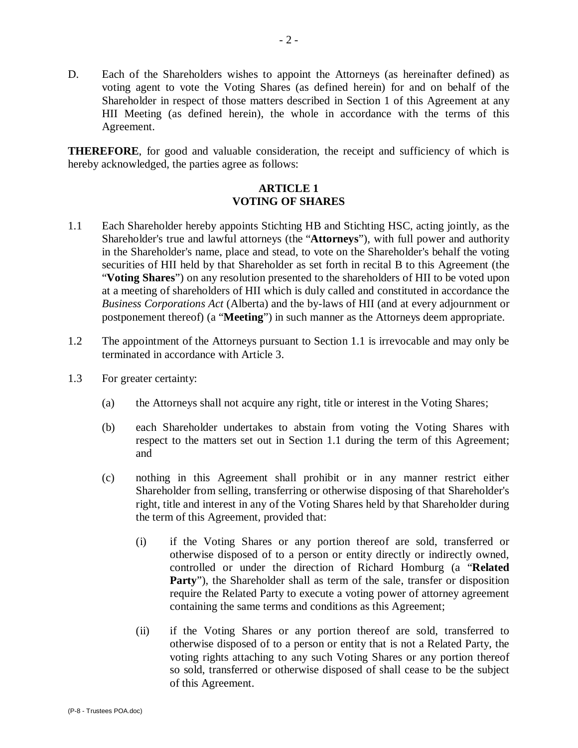D. Each of the Shareholders wishes to appoint the Attorneys (as hereinafter defined) as voting agent to vote the Voting Shares (as defined herein) for and on behalf of the Shareholder in respect of those matters described in Section 1 of this Agreement at any HII Meeting (as defined herein), the whole in accordance with the terms of this Agreement.

**THEREFORE**, for good and valuable consideration, the receipt and sufficiency of which is hereby acknowledged, the parties agree as follows:

## ARTICLE 1
## VOTING OF SHARES

1.1 Each Shareholder hereby appoints Stichting HB and Stichting HSC, acting jointly, as the Shareholder's true and lawful attorneys (the "**Attorneys**"), with full power and authority in the Shareholder's name, place and stead, to vote on the Shareholder's behalf the voting securities of HII held by that Shareholder as set forth in recital B to this Agreement (the "**Voting Shares**") on any resolution presented to the shareholders of HII to be voted upon at a meeting of shareholders of HII which is duly called and constituted in accordance the *Business Corporations Act* (Alberta) and the by-laws of HII (and at every adjournment or postponement thereof) (a "**Meeting**") in such manner as the Attorneys deem appropriate.

1.2 The appointment of the Attorneys pursuant to Section 1.1 is irrevocable and may only be terminated in accordance with Article 3.

1.3 For greater certainty:

(a) the Attorneys shall not acquire any right, title or interest in the Voting Shares;

(b) each Shareholder undertakes to abstain from voting the Voting Shares with respect to the matters set out in Section 1.1 during the term of this Agreement; and

(c) nothing in this Agreement shall prohibit or in any manner restrict either Shareholder from selling, transferring or otherwise disposing of that Shareholder's right, title and interest in any of the Voting Shares held by that Shareholder during the term of this Agreement, provided that:

(i) if the Voting Shares or any portion thereof are sold, transferred or otherwise disposed of to a person or entity directly or indirectly owned, controlled or under the direction of Richard Homburg (a "**Related Party**"), the Shareholder shall as term of the sale, transfer or disposition require the Related Party to execute a voting power of attorney agreement containing the same terms and conditions as this Agreement;

(ii) if the Voting Shares or any portion thereof are sold, transferred to otherwise disposed of to a person or entity that is not a Related Party, the voting rights attaching to any such Voting Shares or any portion thereof so sold, transferred or otherwise disposed of shall cease to be the subject of this Agreement.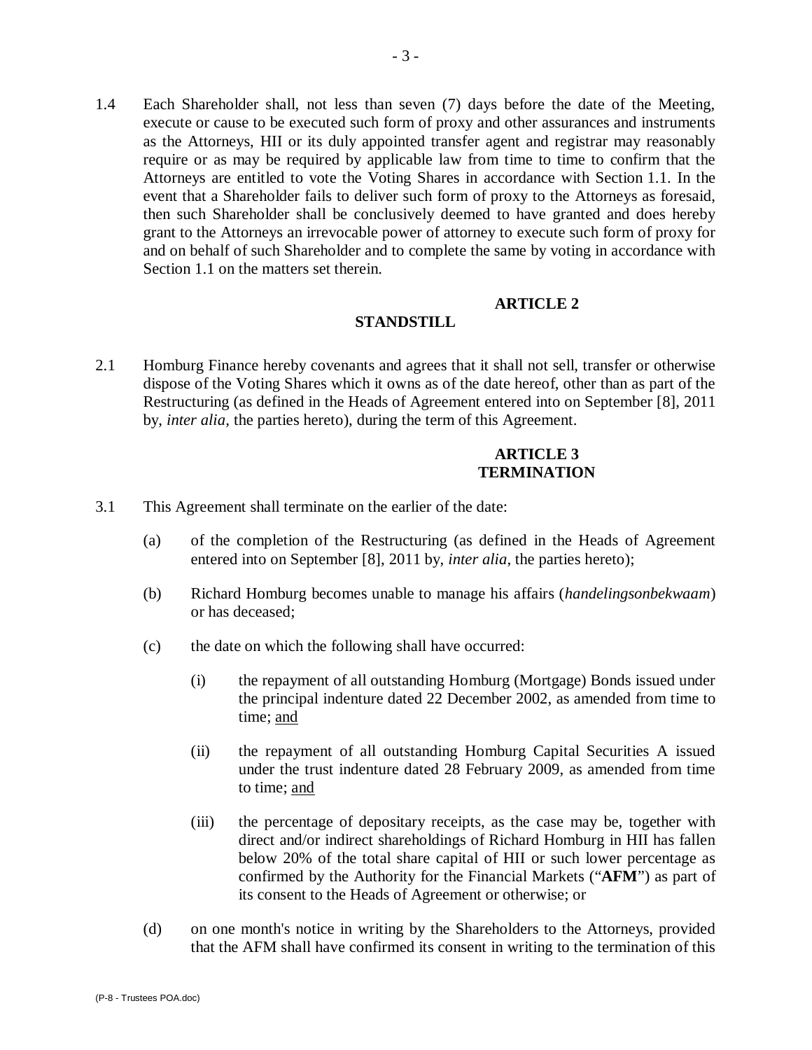1.4 Each Shareholder shall, not less than seven (7) days before the date of the Meeting, execute or cause to be executed such form of proxy and other assurances and instruments as the Attorneys, HII or its duly appointed transfer agent and registrar may reasonably require or as may be required by applicable law from time to time to confirm that the Attorneys are entitled to vote the Voting Shares in accordance with Section 1.1. In the event that a Shareholder fails to deliver such form of proxy to the Attorneys as foresaid, then such Shareholder shall be conclusively deemed to have granted and does hereby grant to the Attorneys an irrevocable power of attorney to execute such form of proxy for and on behalf of such Shareholder and to complete the same by voting in accordance with Section 1.1 on the matters set therein.

## ARTICLE 2
## STANDSTILL

2.1 Homburg Finance hereby covenants and agrees that it shall not sell, transfer or otherwise dispose of the Voting Shares which it owns as of the date hereof, other than as part of the Restructuring (as defined in the Heads of Agreement entered into on September [8], 2011 by, *inter alia*, the parties hereto), during the term of this Agreement.

## ARTICLE 3
## TERMINATION

3.1 This Agreement shall terminate on the earlier of the date:

(a) of the completion of the Restructuring (as defined in the Heads of Agreement entered into on September [8], 2011 by, *inter alia*, the parties hereto);

(b) Richard Homburg becomes unable to manage his affairs (*handelingsonbekwaam*) or has deceased;

(c) the date on which the following shall have occurred:

  (i) the repayment of all outstanding Homburg (Mortgage) Bonds issued under the principal indenture dated 22 December 2002, as amended from time to time; <u>and</u>

  (ii) the repayment of all outstanding Homburg Capital Securities A issued under the trust indenture dated 28 February 2009, as amended from time to time; <u>and</u>

  (iii) the percentage of depositary receipts, as the case may be, together with direct and/or indirect shareholdings of Richard Homburg in HII has fallen below 20% of the total share capital of HII or such lower percentage as confirmed by the Authority for the Financial Markets ("**AFM**") as part of its consent to the Heads of Agreement or otherwise; or

(d) on one month's notice in writing by the Shareholders to the Attorneys, provided that the AFM shall have confirmed its consent in writing to the termination of this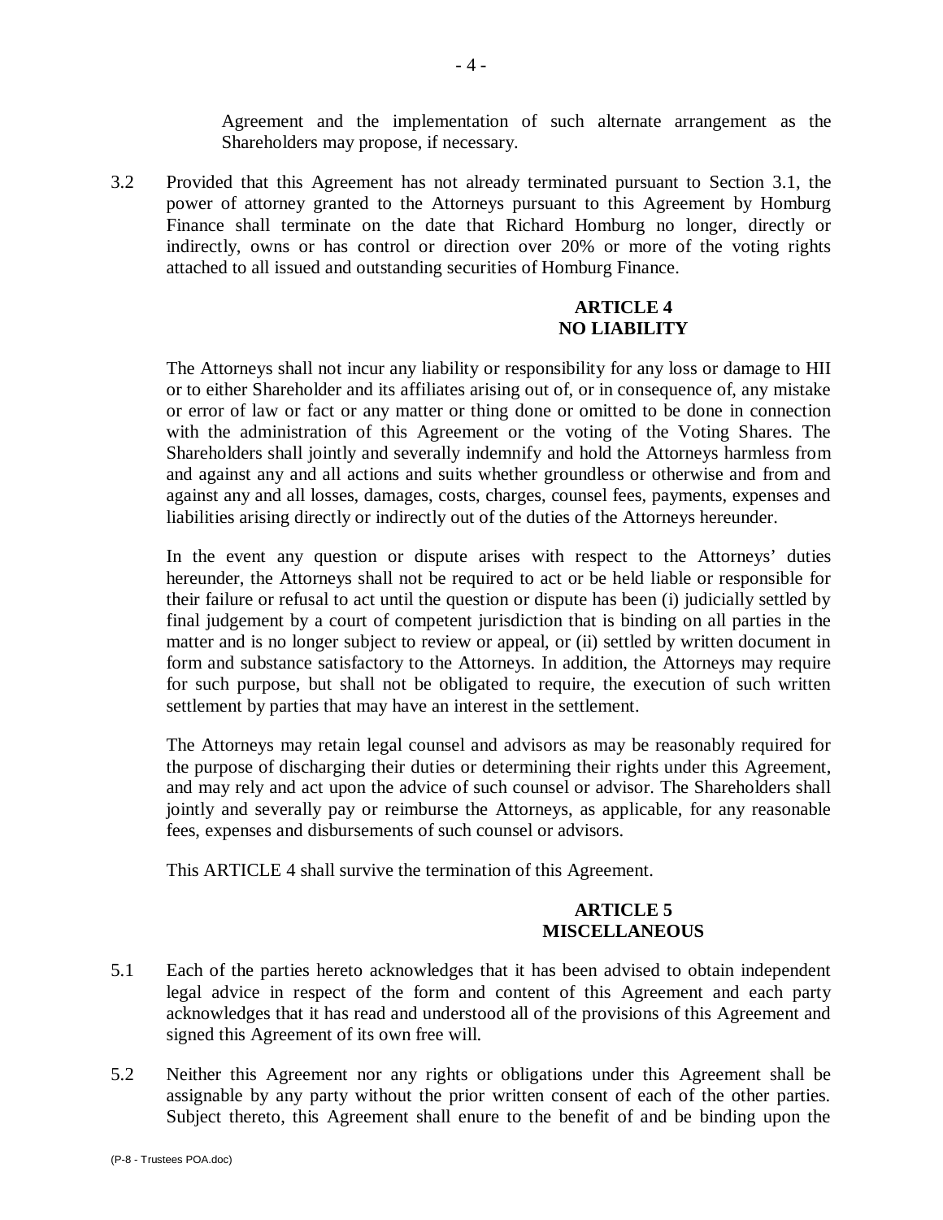Agreement and the implementation of such alternate arrangement as the Shareholders may propose, if necessary.

3.2 Provided that this Agreement has not already terminated pursuant to Section 3.1, the power of attorney granted to the Attorneys pursuant to this Agreement by Homburg Finance shall terminate on the date that Richard Homburg no longer, directly or indirectly, owns or has control or direction over 20% or more of the voting rights attached to all issued and outstanding securities of Homburg Finance.

## ARTICLE 4
## NO LIABILITY

The Attorneys shall not incur any liability or responsibility for any loss or damage to HII or to either Shareholder and its affiliates arising out of, or in consequence of, any mistake or error of law or fact or any matter or thing done or omitted to be done in connection with the administration of this Agreement or the voting of the Voting Shares. The Shareholders shall jointly and severally indemnify and hold the Attorneys harmless from and against any and all actions and suits whether groundless or otherwise and from and against any and all losses, damages, costs, charges, counsel fees, payments, expenses and liabilities arising directly or indirectly out of the duties of the Attorneys hereunder.

In the event any question or dispute arises with respect to the Attorneys' duties hereunder, the Attorneys shall not be required to act or be held liable or responsible for their failure or refusal to act until the question or dispute has been (i) judicially settled by final judgement by a court of competent jurisdiction that is binding on all parties in the matter and is no longer subject to review or appeal, or (ii) settled by written document in form and substance satisfactory to the Attorneys. In addition, the Attorneys may require for such purpose, but shall not be obligated to require, the execution of such written settlement by parties that may have an interest in the settlement.

The Attorneys may retain legal counsel and advisors as may be reasonably required for the purpose of discharging their duties or determining their rights under this Agreement, and may rely and act upon the advice of such counsel or advisor. The Shareholders shall jointly and severally pay or reimburse the Attorneys, as applicable, for any reasonable fees, expenses and disbursements of such counsel or advisors.

This ARTICLE 4 shall survive the termination of this Agreement.

## ARTICLE 5
## MISCELLANEOUS

5.1 Each of the parties hereto acknowledges that it has been advised to obtain independent legal advice in respect of the form and content of this Agreement and each party acknowledges that it has read and understood all of the provisions of this Agreement and signed this Agreement of its own free will.

5.2 Neither this Agreement nor any rights or obligations under this Agreement shall be assignable by any party without the prior written consent of each of the other parties. Subject thereto, this Agreement shall enure to the benefit of and be binding upon the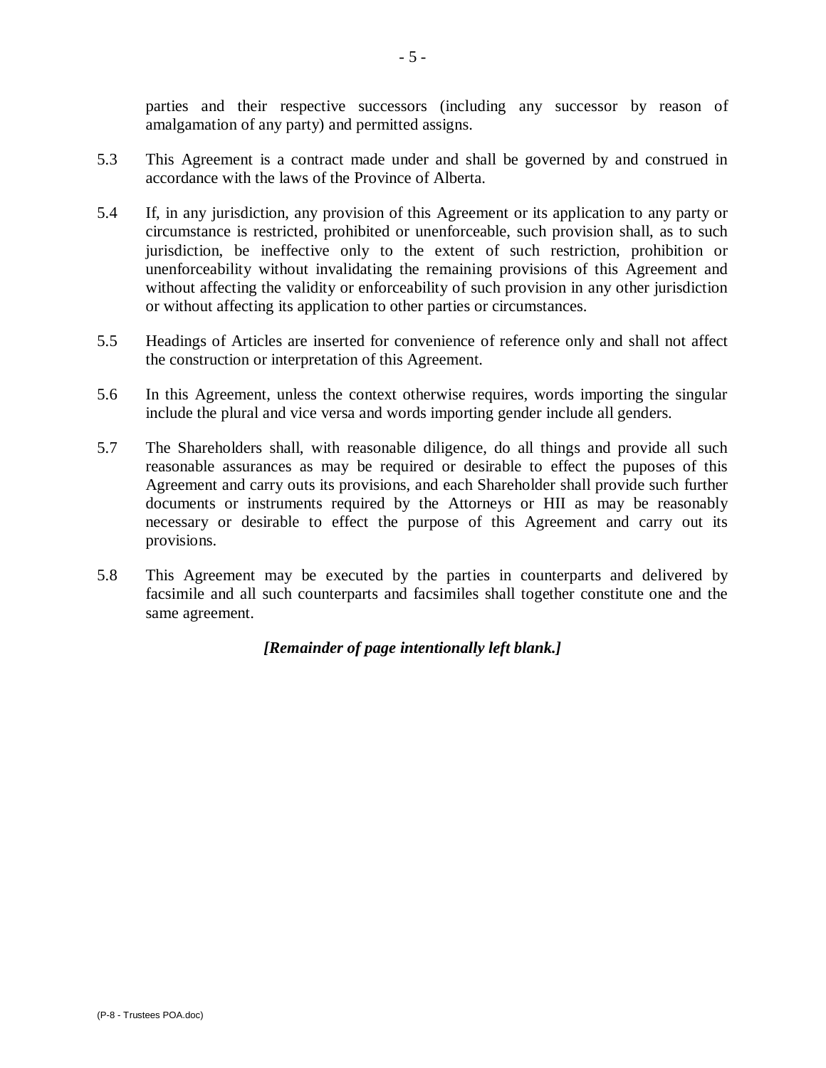parties and their respective successors (including any successor by reason of amalgamation of any party) and permitted assigns.

5.3 This Agreement is a contract made under and shall be governed by and construed in accordance with the laws of the Province of Alberta.

5.4 If, in any jurisdiction, any provision of this Agreement or its application to any party or circumstance is restricted, prohibited or unenforceable, such provision shall, as to such jurisdiction, be ineffective only to the extent of such restriction, prohibition or unenforceability without invalidating the remaining provisions of this Agreement and without affecting the validity or enforceability of such provision in any other jurisdiction or without affecting its application to other parties or circumstances.

5.5 Headings of Articles are inserted for convenience of reference only and shall not affect the construction or interpretation of this Agreement.

5.6 In this Agreement, unless the context otherwise requires, words importing the singular include the plural and vice versa and words importing gender include all genders.

5.7 The Shareholders shall, with reasonable diligence, do all things and provide all such reasonable assurances as may be required or desirable to effect the puposes of this Agreement and carry outs its provisions, and each Shareholder shall provide such further documents or instruments required by the Attorneys or HII as may be reasonably necessary or desirable to effect the purpose of this Agreement and carry out its provisions.

5.8 This Agreement may be executed by the parties in counterparts and delivered by facsimile and all such counterparts and facsimiles shall together constitute one and the same agreement.

***[Remainder of page intentionally left blank.]***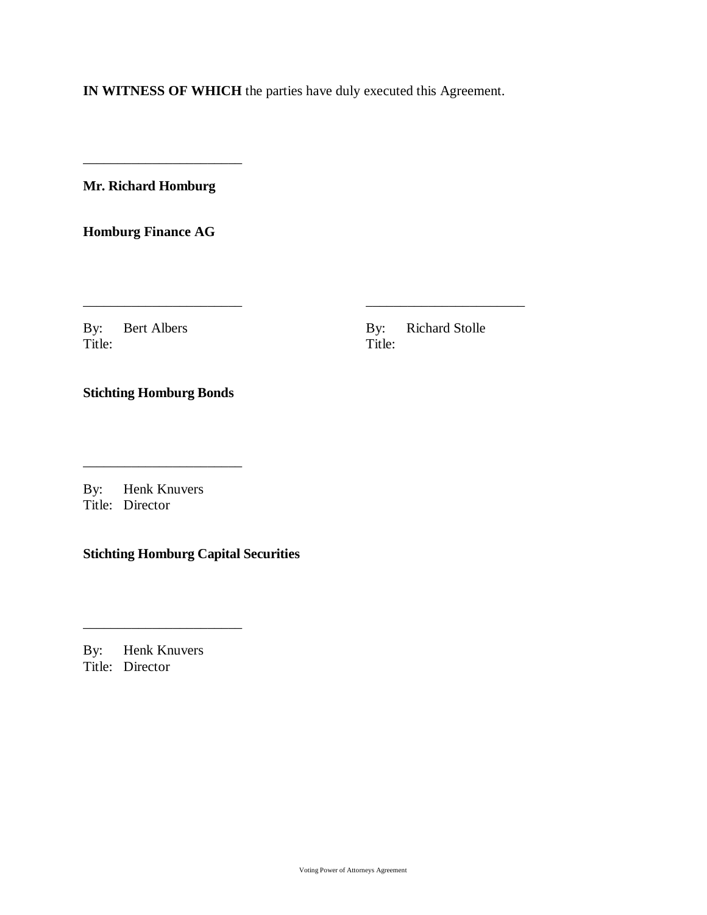**IN WITNESS OF WHICH** the parties have duly executed this Agreement.

\_\_\_\_\_\_\_\_\_\_\_\_\_\_\_\_\_\_\_\_\_\_\_

**Mr. Richard Homburg**

**Homburg Finance AG**

| \_\_\_\_\_\_\_\_\_\_\_\_\_\_\_\_\_\_\_\_\_\_\_ | \_\_\_\_\_\_\_\_\_\_\_\_\_\_\_\_\_\_\_\_\_\_\_ |
|---|---|
| By: Bert Albers | By: Richard Stolle |
| Title: | Title: |

**Stichting Homburg Bonds**

\_\_\_\_\_\_\_\_\_\_\_\_\_\_\_\_\_\_\_\_\_\_\_

By: Henk Knuvers
Title: Director

**Stichting Homburg Capital Securities**

\_\_\_\_\_\_\_\_\_\_\_\_\_\_\_\_\_\_\_\_\_\_\_

By: Henk Knuvers
Title: Director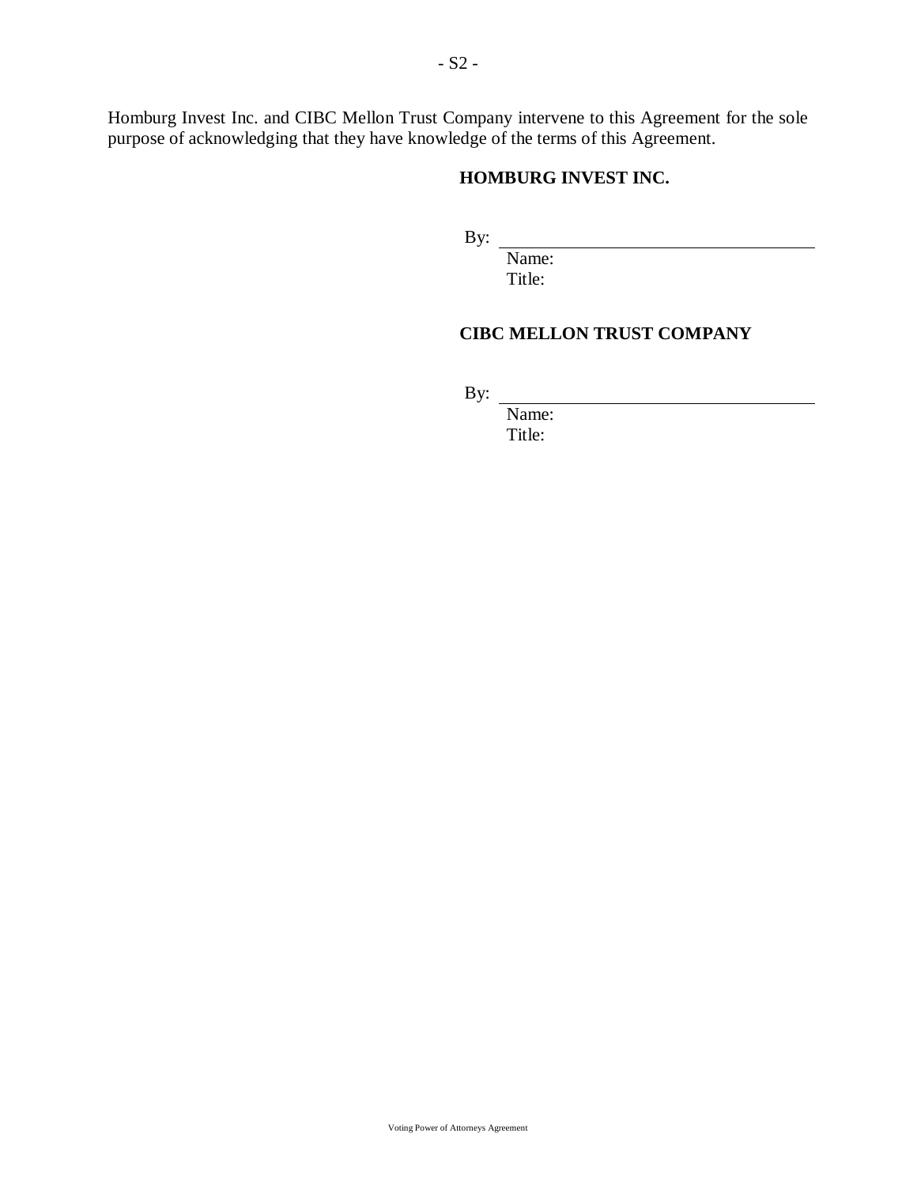Homburg Invest Inc. and CIBC Mellon Trust Company intervene to this Agreement for the sole purpose of acknowledging that they have knowledge of the terms of this Agreement.

**HOMBURG INVEST INC.**

By: ________________________________

Name:
Title:

**CIBC MELLON TRUST COMPANY**

By: ________________________________

Name:
Title: